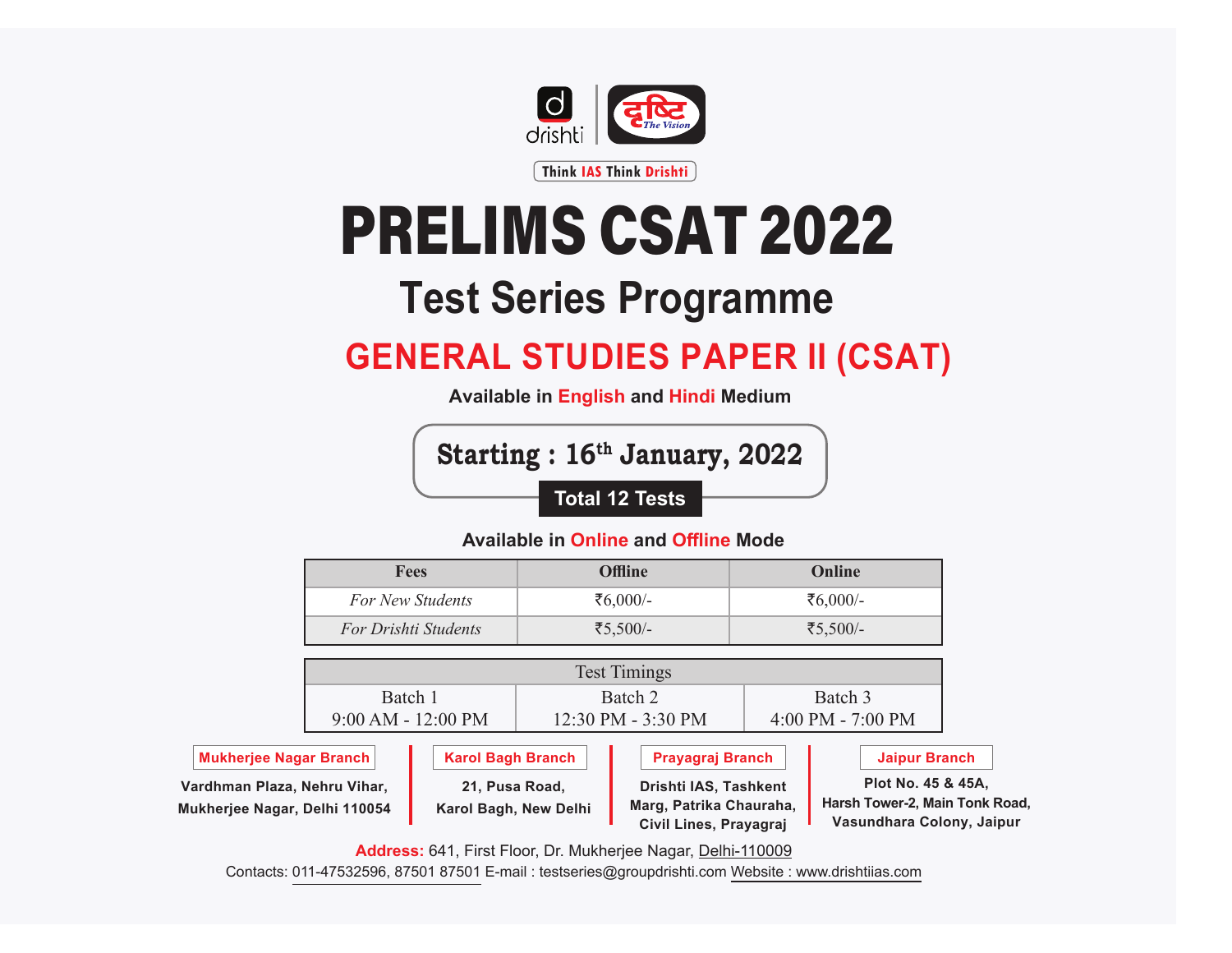drishti | दृष्टि The Vision

Think IAS Think Drishti

# PRELIMS CSAT 2022

## Test Series Programme

## GENERAL STUDIES PAPER II (CSAT)

**Available in English and Hindi Medium**

**Starting : 16th January, 2022**

**Total 12 Tests**

**Available in Online and Offline Mode**

| Fees | Offline | Online |
|---|---|---|
| *For New Students* | ₹6,000/- | ₹6,000/- |
| *For Drishti Students* | ₹5,500/- | ₹5,500/- |

| Test Timings | | |
|---|---|---|
| Batch 1<br>9:00 AM - 12:00 PM | Batch 2<br>12:30 PM - 3:30 PM | Batch 3<br>4:00 PM - 7:00 PM |

**Mukherjee Nagar Branch**
**Vardhman Plaza, Nehru Vihar, Mukherjee Nagar, Delhi 110054**

**Karol Bagh Branch**
**21, Pusa Road, Karol Bagh, New Delhi**

**Prayagraj Branch**
**Drishti IAS, Tashkent Marg, Patrika Chauraha, Civil Lines, Prayagraj**

**Jaipur Branch**
**Plot No. 45 & 45A, Harsh Tower-2, Main Tonk Road, Vasundhara Colony, Jaipur**

**Address:** 641, First Floor, Dr. Mukherjee Nagar, Delhi-110009

Contacts: 011-47532596, 87501 87501 E-mail : testseries@groupdrishti.com Website : www.drishtiias.com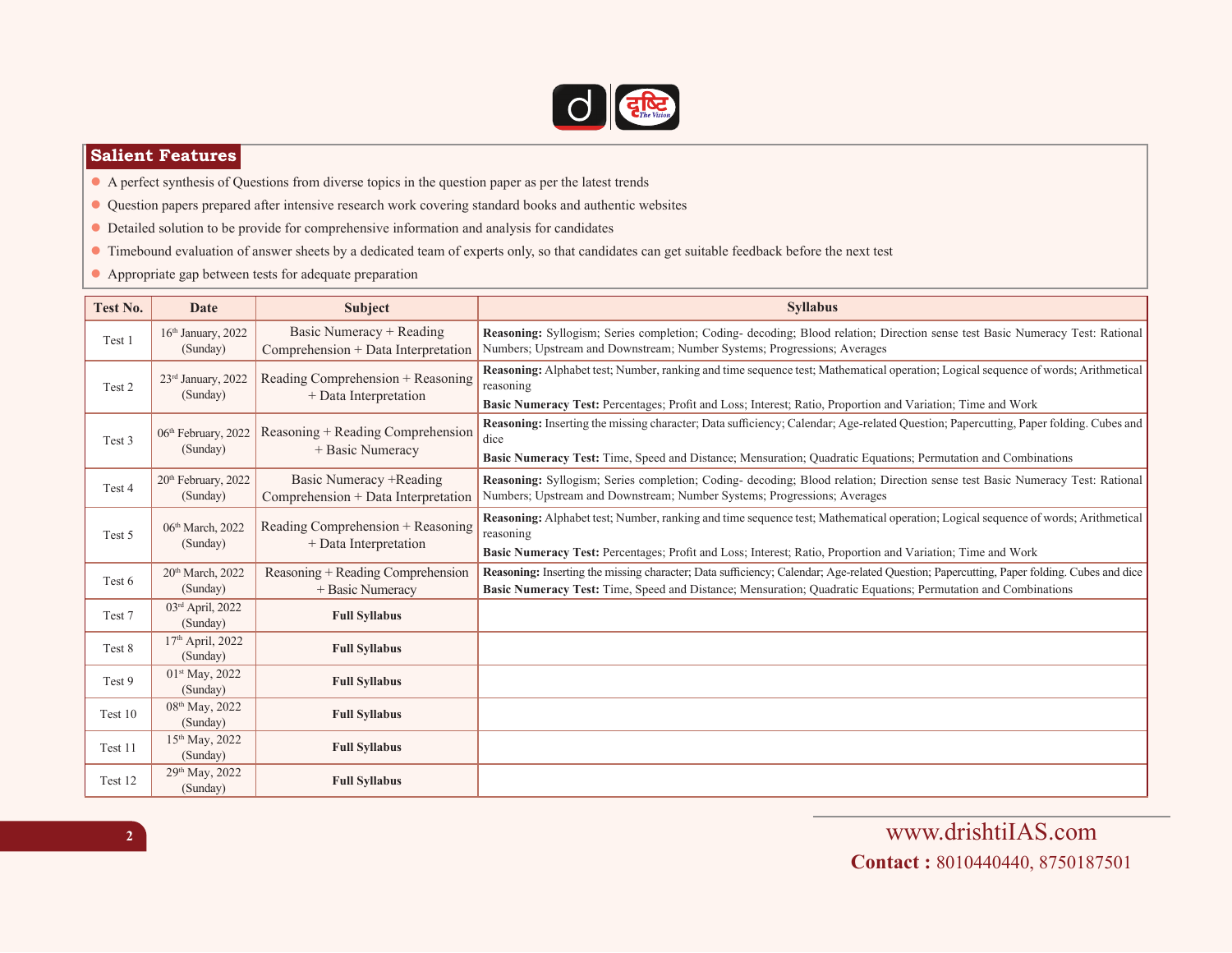## Salient Features

- A perfect synthesis of Questions from diverse topics in the question paper as per the latest trends
- Question papers prepared after intensive research work covering standard books and authentic websites
- Detailed solution to be provide for comprehensive information and analysis for candidates
- Timebound evaluation of answer sheets by a dedicated team of experts only, so that candidates can get suitable feedback before the next test
- Appropriate gap between tests for adequate preparation

| Test No. | Date | Subject | Syllabus |
|---|---|---|---|
| Test 1 | 16th January, 2022 (Sunday) | Basic Numeracy + Reading Comprehension + Data Interpretation | **Reasoning:** Syllogism; Series completion; Coding- decoding; Blood relation; Direction sense test Basic Numeracy Test: Rational Numbers; Upstream and Downstream; Number Systems; Progressions; Averages |
| Test 2 | 23rd January, 2022 (Sunday) | Reading Comprehension + Reasoning + Data Interpretation | **Reasoning:** Alphabet test; Number, ranking and time sequence test; Mathematical operation; Logical sequence of words; Arithmetical reasoning<br>**Basic Numeracy Test:** Percentages; Profit and Loss; Interest; Ratio, Proportion and Variation; Time and Work |
| Test 3 | 06th February, 2022 (Sunday) | Reasoning + Reading Comprehension + Basic Numeracy | **Reasoning:** Inserting the missing character; Data sufficiency; Calendar; Age-related Question; Papercutting, Paper folding. Cubes and dice<br>**Basic Numeracy Test:** Time, Speed and Distance; Mensuration; Quadratic Equations; Permutation and Combinations |
| Test 4 | 20th February, 2022 (Sunday) | Basic Numeracy +Reading Comprehension + Data Interpretation | **Reasoning:** Syllogism; Series completion; Coding- decoding; Blood relation; Direction sense test Basic Numeracy Test: Rational Numbers; Upstream and Downstream; Number Systems; Progressions; Averages |
| Test 5 | 06th March, 2022 (Sunday) | Reading Comprehension + Reasoning + Data Interpretation | **Reasoning:** Alphabet test; Number, ranking and time sequence test; Mathematical operation; Logical sequence of words; Arithmetical reasoning<br>**Basic Numeracy Test:** Percentages; Profit and Loss; Interest; Ratio, Proportion and Variation; Time and Work |
| Test 6 | 20th March, 2022 (Sunday) | Reasoning + Reading Comprehension + Basic Numeracy | **Reasoning:** Inserting the missing character; Data sufficiency; Calendar; Age-related Question; Papercutting, Paper folding. Cubes and dice<br>**Basic Numeracy Test:** Time, Speed and Distance; Mensuration; Quadratic Equations; Permutation and Combinations |
| Test 7 | 03rd April, 2022 (Sunday) | **Full Syllabus** | |
| Test 8 | 17th April, 2022 (Sunday) | **Full Syllabus** | |
| Test 9 | 01st May, 2022 (Sunday) | **Full Syllabus** | |
| Test 10 | 08th May, 2022 (Sunday) | **Full Syllabus** | |
| Test 11 | 15th May, 2022 (Sunday) | **Full Syllabus** | |
| Test 12 | 29th May, 2022 (Sunday) | **Full Syllabus** | |

www.drishtiIAS.com

**Contact :** 8010440440, 8750187501